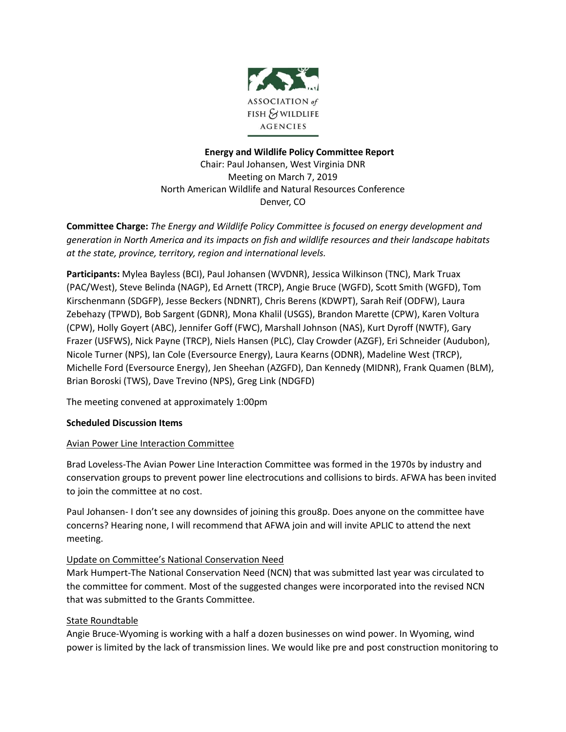ASSOCIATION of FISH & WILDLIFE AGENCIES

**Energy and Wildlife Policy Committee Report**

Chair: Paul Johansen, West Virginia DNR
Meeting on March 7, 2019
North American Wildlife and Natural Resources Conference
Denver, CO

**Committee Charge:** *The Energy and Wildlife Policy Committee is focused on energy development and generation in North America and its impacts on fish and wildlife resources and their landscape habitats at the state, province, territory, region and international levels.*

**Participants:** Mylea Bayless (BCI), Paul Johansen (WVDNR), Jessica Wilkinson (TNC), Mark Truax (PAC/West), Steve Belinda (NAGP), Ed Arnett (TRCP), Angie Bruce (WGFD), Scott Smith (WGFD), Tom Kirschenmann (SDGFP), Jesse Beckers (NDNRT), Chris Berens (KDWPT), Sarah Reif (ODFW), Laura Zebehazy (TPWD), Bob Sargent (GDNR), Mona Khalil (USGS), Brandon Marette (CPW), Karen Voltura (CPW), Holly Goyert (ABC), Jennifer Goff (FWC), Marshall Johnson (NAS), Kurt Dyroff (NWTF), Gary Frazer (USFWS), Nick Payne (TRCP), Niels Hansen (PLC), Clay Crowder (AZGF), Eri Schneider (Audubon), Nicole Turner (NPS), Ian Cole (Eversource Energy), Laura Kearns (ODNR), Madeline West (TRCP), Michelle Ford (Eversource Energy), Jen Sheehan (AZGFD), Dan Kennedy (MIDNR), Frank Quamen (BLM), Brian Boroski (TWS), Dave Trevino (NPS), Greg Link (NDGFD)

The meeting convened at approximately 1:00pm

**Scheduled Discussion Items**

Avian Power Line Interaction Committee

Brad Loveless-The Avian Power Line Interaction Committee was formed in the 1970s by industry and conservation groups to prevent power line electrocutions and collisions to birds. AFWA has been invited to join the committee at no cost.

Paul Johansen- I don't see any downsides of joining this grou8p. Does anyone on the committee have concerns? Hearing none, I will recommend that AFWA join and will invite APLIC to attend the next meeting.

Update on Committee's National Conservation Need

Mark Humpert-The National Conservation Need (NCN) that was submitted last year was circulated to the committee for comment. Most of the suggested changes were incorporated into the revised NCN that was submitted to the Grants Committee.

State Roundtable

Angie Bruce-Wyoming is working with a half a dozen businesses on wind power. In Wyoming, wind power is limited by the lack of transmission lines. We would like pre and post construction monitoring to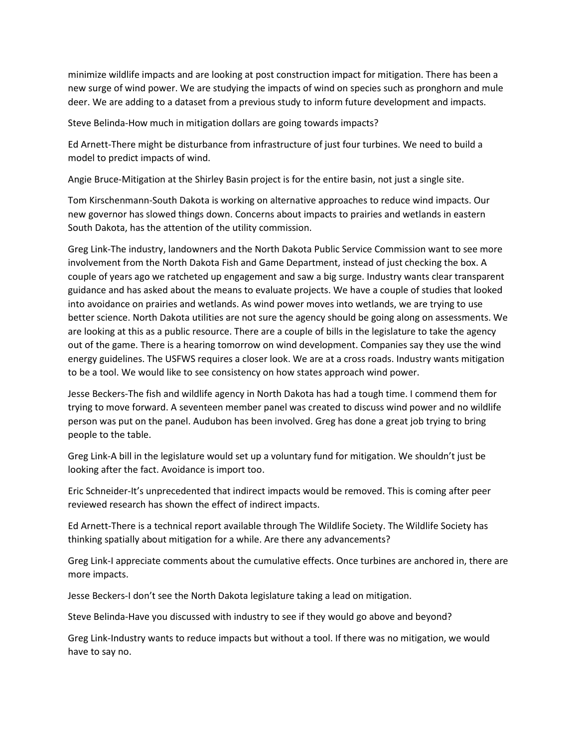minimize wildlife impacts and are looking at post construction impact for mitigation. There has been a new surge of wind power. We are studying the impacts of wind on species such as pronghorn and mule deer. We are adding to a dataset from a previous study to inform future development and impacts.

Steve Belinda-How much in mitigation dollars are going towards impacts?

Ed Arnett-There might be disturbance from infrastructure of just four turbines. We need to build a model to predict impacts of wind.

Angie Bruce-Mitigation at the Shirley Basin project is for the entire basin, not just a single site.

Tom Kirschenmann-South Dakota is working on alternative approaches to reduce wind impacts. Our new governor has slowed things down. Concerns about impacts to prairies and wetlands in eastern South Dakota, has the attention of the utility commission.

Greg Link-The industry, landowners and the North Dakota Public Service Commission want to see more involvement from the North Dakota Fish and Game Department, instead of just checking the box. A couple of years ago we ratcheted up engagement and saw a big surge. Industry wants clear transparent guidance and has asked about the means to evaluate projects. We have a couple of studies that looked into avoidance on prairies and wetlands. As wind power moves into wetlands, we are trying to use better science. North Dakota utilities are not sure the agency should be going along on assessments. We are looking at this as a public resource. There are a couple of bills in the legislature to take the agency out of the game. There is a hearing tomorrow on wind development. Companies say they use the wind energy guidelines. The USFWS requires a closer look. We are at a cross roads. Industry wants mitigation to be a tool. We would like to see consistency on how states approach wind power.

Jesse Beckers-The fish and wildlife agency in North Dakota has had a tough time. I commend them for trying to move forward. A seventeen member panel was created to discuss wind power and no wildlife person was put on the panel. Audubon has been involved. Greg has done a great job trying to bring people to the table.

Greg Link-A bill in the legislature would set up a voluntary fund for mitigation. We shouldn't just be looking after the fact. Avoidance is import too.

Eric Schneider-It's unprecedented that indirect impacts would be removed. This is coming after peer reviewed research has shown the effect of indirect impacts.

Ed Arnett-There is a technical report available through The Wildlife Society. The Wildlife Society has thinking spatially about mitigation for a while. Are there any advancements?

Greg Link-I appreciate comments about the cumulative effects. Once turbines are anchored in, there are more impacts.

Jesse Beckers-I don't see the North Dakota legislature taking a lead on mitigation.

Steve Belinda-Have you discussed with industry to see if they would go above and beyond?

Greg Link-Industry wants to reduce impacts but without a tool. If there was no mitigation, we would have to say no.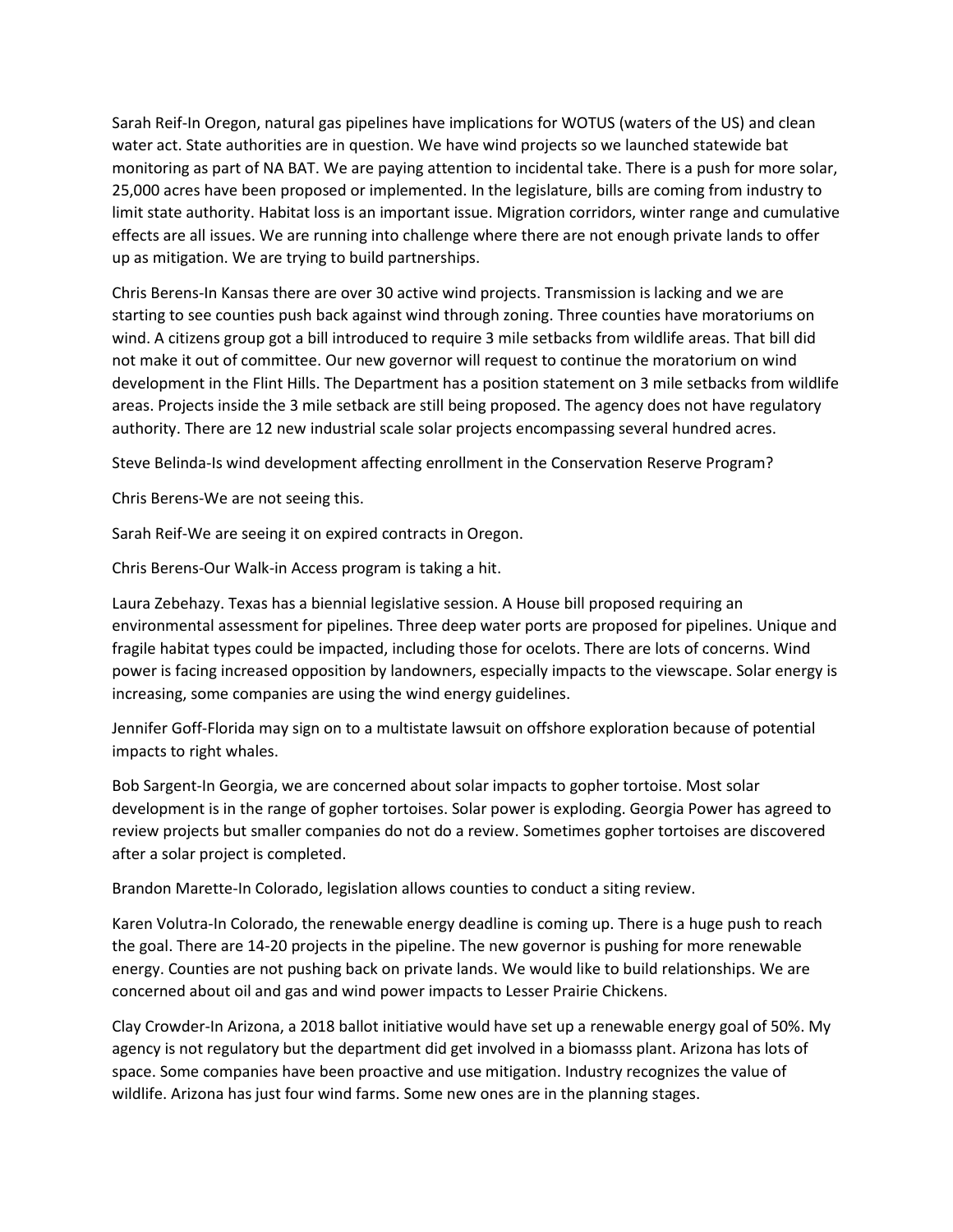Sarah Reif-In Oregon, natural gas pipelines have implications for WOTUS (waters of the US) and clean water act. State authorities are in question. We have wind projects so we launched statewide bat monitoring as part of NA BAT. We are paying attention to incidental take. There is a push for more solar, 25,000 acres have been proposed or implemented. In the legislature, bills are coming from industry to limit state authority. Habitat loss is an important issue. Migration corridors, winter range and cumulative effects are all issues. We are running into challenge where there are not enough private lands to offer up as mitigation. We are trying to build partnerships.

Chris Berens-In Kansas there are over 30 active wind projects. Transmission is lacking and we are starting to see counties push back against wind through zoning. Three counties have moratoriums on wind. A citizens group got a bill introduced to require 3 mile setbacks from wildlife areas. That bill did not make it out of committee. Our new governor will request to continue the moratorium on wind development in the Flint Hills. The Department has a position statement on 3 mile setbacks from wildlife areas. Projects inside the 3 mile setback are still being proposed. The agency does not have regulatory authority. There are 12 new industrial scale solar projects encompassing several hundred acres.

Steve Belinda-Is wind development affecting enrollment in the Conservation Reserve Program?

Chris Berens-We are not seeing this.

Sarah Reif-We are seeing it on expired contracts in Oregon.

Chris Berens-Our Walk-in Access program is taking a hit.

Laura Zebehazy. Texas has a biennial legislative session. A House bill proposed requiring an environmental assessment for pipelines. Three deep water ports are proposed for pipelines. Unique and fragile habitat types could be impacted, including those for ocelots. There are lots of concerns. Wind power is facing increased opposition by landowners, especially impacts to the viewscape. Solar energy is increasing, some companies are using the wind energy guidelines.

Jennifer Goff-Florida may sign on to a multistate lawsuit on offshore exploration because of potential impacts to right whales.

Bob Sargent-In Georgia, we are concerned about solar impacts to gopher tortoise. Most solar development is in the range of gopher tortoises. Solar power is exploding. Georgia Power has agreed to review projects but smaller companies do not do a review. Sometimes gopher tortoises are discovered after a solar project is completed.

Brandon Marette-In Colorado, legislation allows counties to conduct a siting review.

Karen Volutra-In Colorado, the renewable energy deadline is coming up. There is a huge push to reach the goal. There are 14-20 projects in the pipeline. The new governor is pushing for more renewable energy. Counties are not pushing back on private lands. We would like to build relationships. We are concerned about oil and gas and wind power impacts to Lesser Prairie Chickens.

Clay Crowder-In Arizona, a 2018 ballot initiative would have set up a renewable energy goal of 50%. My agency is not regulatory but the department did get involved in a biomasss plant. Arizona has lots of space. Some companies have been proactive and use mitigation. Industry recognizes the value of wildlife. Arizona has just four wind farms. Some new ones are in the planning stages.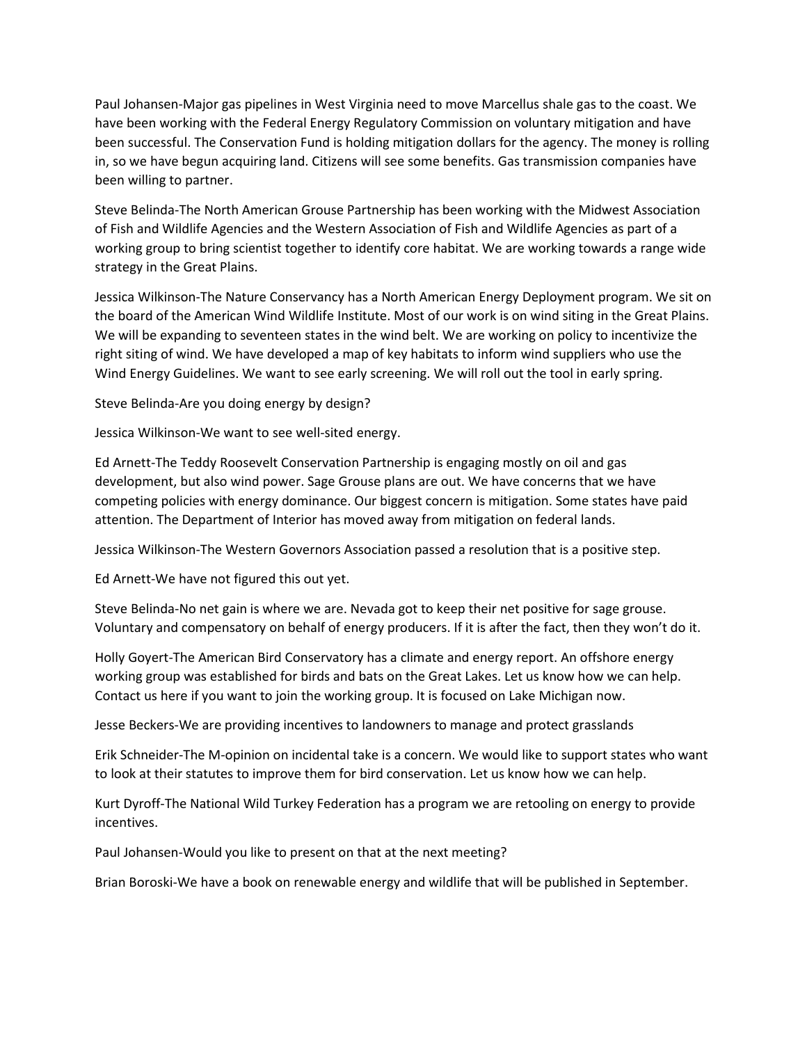Paul Johansen-Major gas pipelines in West Virginia need to move Marcellus shale gas to the coast. We have been working with the Federal Energy Regulatory Commission on voluntary mitigation and have been successful. The Conservation Fund is holding mitigation dollars for the agency. The money is rolling in, so we have begun acquiring land. Citizens will see some benefits. Gas transmission companies have been willing to partner.

Steve Belinda-The North American Grouse Partnership has been working with the Midwest Association of Fish and Wildlife Agencies and the Western Association of Fish and Wildlife Agencies as part of a working group to bring scientist together to identify core habitat. We are working towards a range wide strategy in the Great Plains.

Jessica Wilkinson-The Nature Conservancy has a North American Energy Deployment program. We sit on the board of the American Wind Wildlife Institute. Most of our work is on wind siting in the Great Plains. We will be expanding to seventeen states in the wind belt. We are working on policy to incentivize the right siting of wind. We have developed a map of key habitats to inform wind suppliers who use the Wind Energy Guidelines. We want to see early screening. We will roll out the tool in early spring.

Steve Belinda-Are you doing energy by design?

Jessica Wilkinson-We want to see well-sited energy.

Ed Arnett-The Teddy Roosevelt Conservation Partnership is engaging mostly on oil and gas development, but also wind power. Sage Grouse plans are out. We have concerns that we have competing policies with energy dominance. Our biggest concern is mitigation. Some states have paid attention. The Department of Interior has moved away from mitigation on federal lands.

Jessica Wilkinson-The Western Governors Association passed a resolution that is a positive step.

Ed Arnett-We have not figured this out yet.

Steve Belinda-No net gain is where we are. Nevada got to keep their net positive for sage grouse. Voluntary and compensatory on behalf of energy producers. If it is after the fact, then they won't do it.

Holly Goyert-The American Bird Conservatory has a climate and energy report. An offshore energy working group was established for birds and bats on the Great Lakes. Let us know how we can help. Contact us here if you want to join the working group. It is focused on Lake Michigan now.

Jesse Beckers-We are providing incentives to landowners to manage and protect grasslands

Erik Schneider-The M-opinion on incidental take is a concern. We would like to support states who want to look at their statutes to improve them for bird conservation. Let us know how we can help.

Kurt Dyroff-The National Wild Turkey Federation has a program we are retooling on energy to provide incentives.

Paul Johansen-Would you like to present on that at the next meeting?

Brian Boroski-We have a book on renewable energy and wildlife that will be published in September.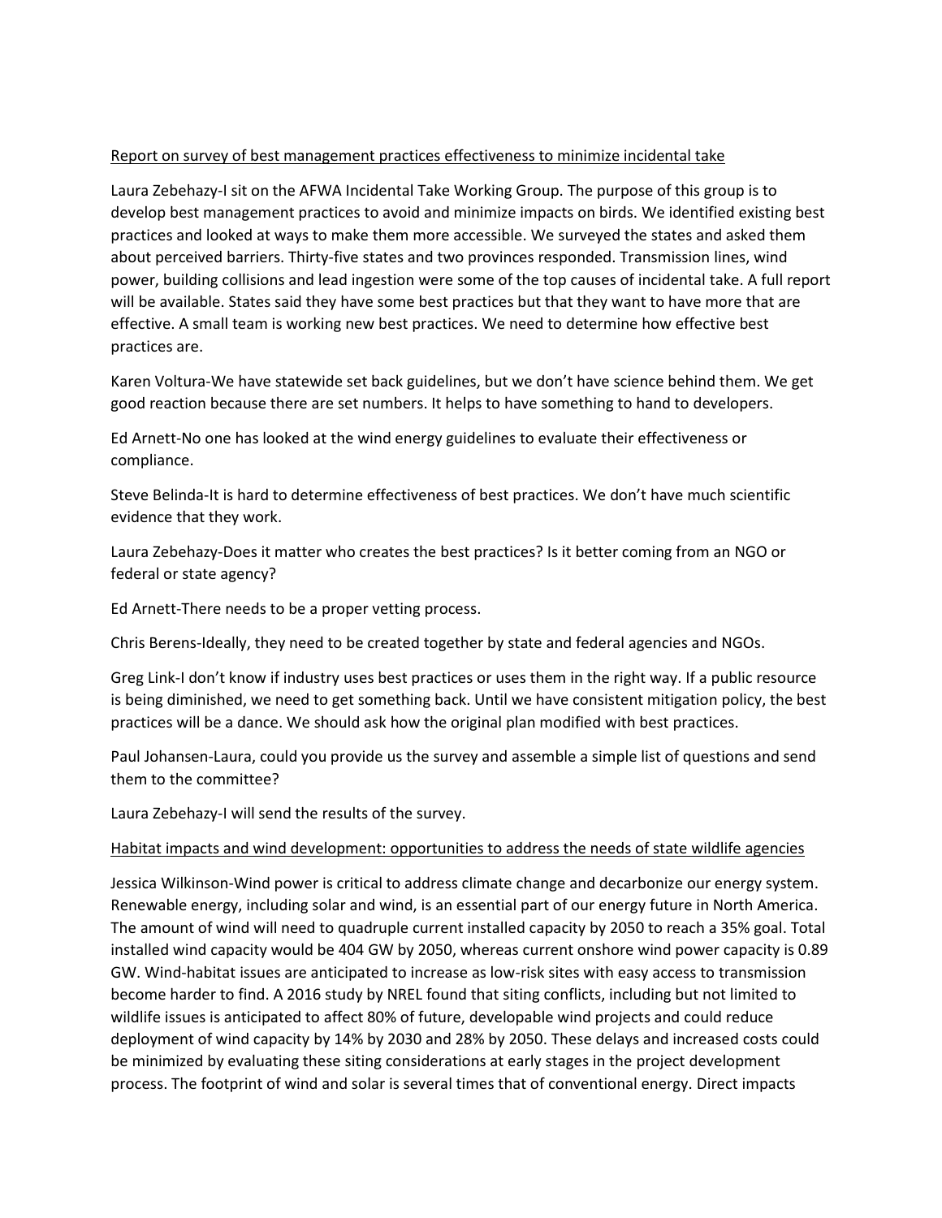Report on survey of best management practices effectiveness to minimize incidental take

Laura Zebehazy-I sit on the AFWA Incidental Take Working Group. The purpose of this group is to develop best management practices to avoid and minimize impacts on birds. We identified existing best practices and looked at ways to make them more accessible. We surveyed the states and asked them about perceived barriers. Thirty-five states and two provinces responded. Transmission lines, wind power, building collisions and lead ingestion were some of the top causes of incidental take. A full report will be available. States said they have some best practices but that they want to have more that are effective. A small team is working new best practices. We need to determine how effective best practices are.

Karen Voltura-We have statewide set back guidelines, but we don't have science behind them. We get good reaction because there are set numbers. It helps to have something to hand to developers.

Ed Arnett-No one has looked at the wind energy guidelines to evaluate their effectiveness or compliance.

Steve Belinda-It is hard to determine effectiveness of best practices. We don't have much scientific evidence that they work.

Laura Zebehazy-Does it matter who creates the best practices? Is it better coming from an NGO or federal or state agency?

Ed Arnett-There needs to be a proper vetting process.

Chris Berens-Ideally, they need to be created together by state and federal agencies and NGOs.

Greg Link-I don't know if industry uses best practices or uses them in the right way. If a public resource is being diminished, we need to get something back. Until we have consistent mitigation policy, the best practices will be a dance. We should ask how the original plan modified with best practices.

Paul Johansen-Laura, could you provide us the survey and assemble a simple list of questions and send them to the committee?

Laura Zebehazy-I will send the results of the survey.

Habitat impacts and wind development: opportunities to address the needs of state wildlife agencies

Jessica Wilkinson-Wind power is critical to address climate change and decarbonize our energy system. Renewable energy, including solar and wind, is an essential part of our energy future in North America. The amount of wind will need to quadruple current installed capacity by 2050 to reach a 35% goal. Total installed wind capacity would be 404 GW by 2050, whereas current onshore wind power capacity is 0.89 GW. Wind-habitat issues are anticipated to increase as low-risk sites with easy access to transmission become harder to find. A 2016 study by NREL found that siting conflicts, including but not limited to wildlife issues is anticipated to affect 80% of future, developable wind projects and could reduce deployment of wind capacity by 14% by 2030 and 28% by 2050. These delays and increased costs could be minimized by evaluating these siting considerations at early stages in the project development process. The footprint of wind and solar is several times that of conventional energy. Direct impacts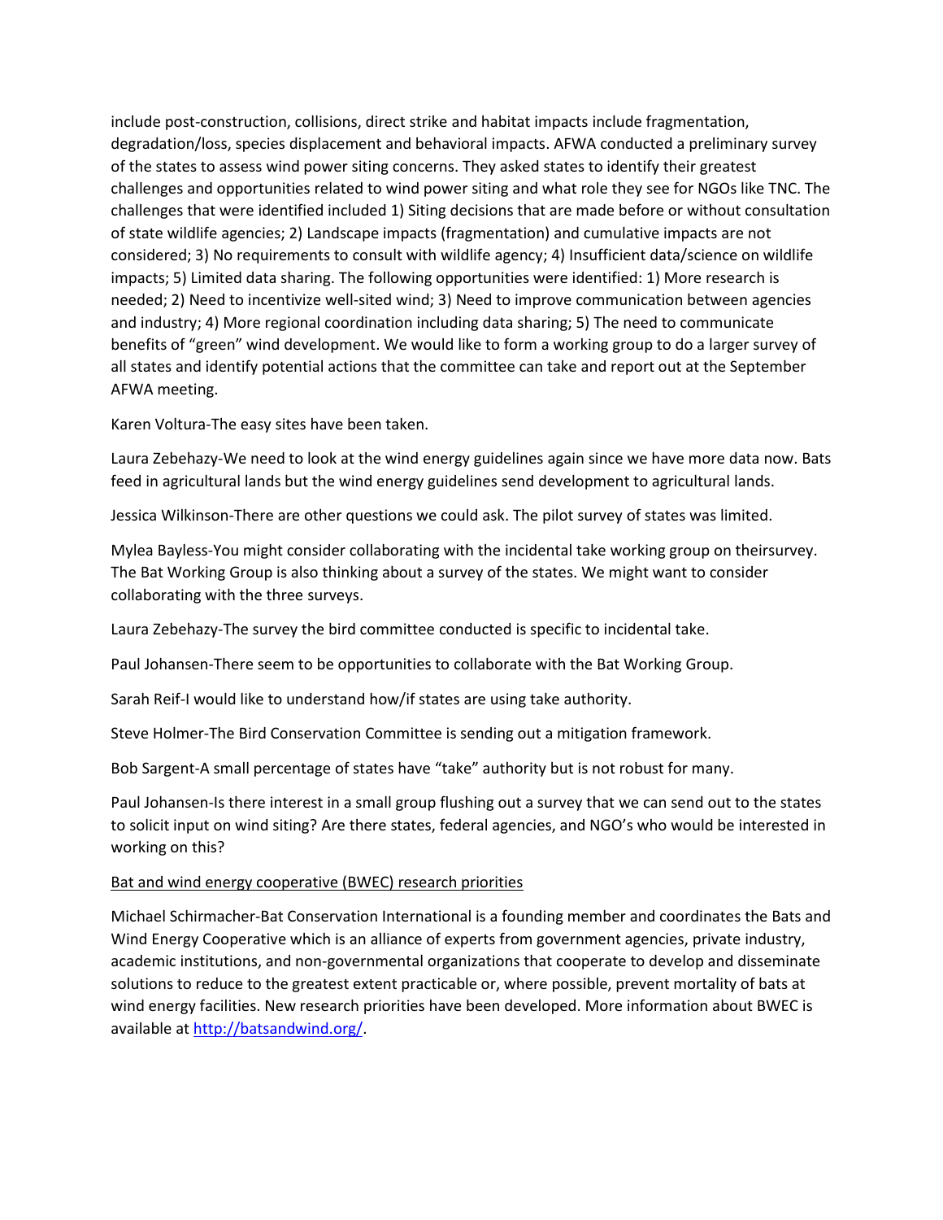include post-construction, collisions, direct strike and habitat impacts include fragmentation, degradation/loss, species displacement and behavioral impacts. AFWA conducted a preliminary survey of the states to assess wind power siting concerns. They asked states to identify their greatest challenges and opportunities related to wind power siting and what role they see for NGOs like TNC. The challenges that were identified included 1) Siting decisions that are made before or without consultation of state wildlife agencies; 2) Landscape impacts (fragmentation) and cumulative impacts are not considered; 3) No requirements to consult with wildlife agency; 4) Insufficient data/science on wildlife impacts; 5) Limited data sharing. The following opportunities were identified: 1) More research is needed; 2) Need to incentivize well-sited wind; 3) Need to improve communication between agencies and industry; 4) More regional coordination including data sharing; 5) The need to communicate benefits of "green" wind development. We would like to form a working group to do a larger survey of all states and identify potential actions that the committee can take and report out at the September AFWA meeting.

Karen Voltura-The easy sites have been taken.

Laura Zebehazy-We need to look at the wind energy guidelines again since we have more data now. Bats feed in agricultural lands but the wind energy guidelines send development to agricultural lands.

Jessica Wilkinson-There are other questions we could ask. The pilot survey of states was limited.

Mylea Bayless-You might consider collaborating with the incidental take working group on theirsurvey. The Bat Working Group is also thinking about a survey of the states. We might want to consider collaborating with the three surveys.

Laura Zebehazy-The survey the bird committee conducted is specific to incidental take.

Paul Johansen-There seem to be opportunities to collaborate with the Bat Working Group.

Sarah Reif-I would like to understand how/if states are using take authority.

Steve Holmer-The Bird Conservation Committee is sending out a mitigation framework.

Bob Sargent-A small percentage of states have "take" authority but is not robust for many.

Paul Johansen-Is there interest in a small group flushing out a survey that we can send out to the states to solicit input on wind siting? Are there states, federal agencies, and NGO's who would be interested in working on this?

<u>Bat and wind energy cooperative (BWEC) research priorities</u>

Michael Schirmacher-Bat Conservation International is a founding member and coordinates the Bats and Wind Energy Cooperative which is an alliance of experts from government agencies, private industry, academic institutions, and non-governmental organizations that cooperate to develop and disseminate solutions to reduce to the greatest extent practicable or, where possible, prevent mortality of bats at wind energy facilities. New research priorities have been developed. More information about BWEC is available at http://batsandwind.org/.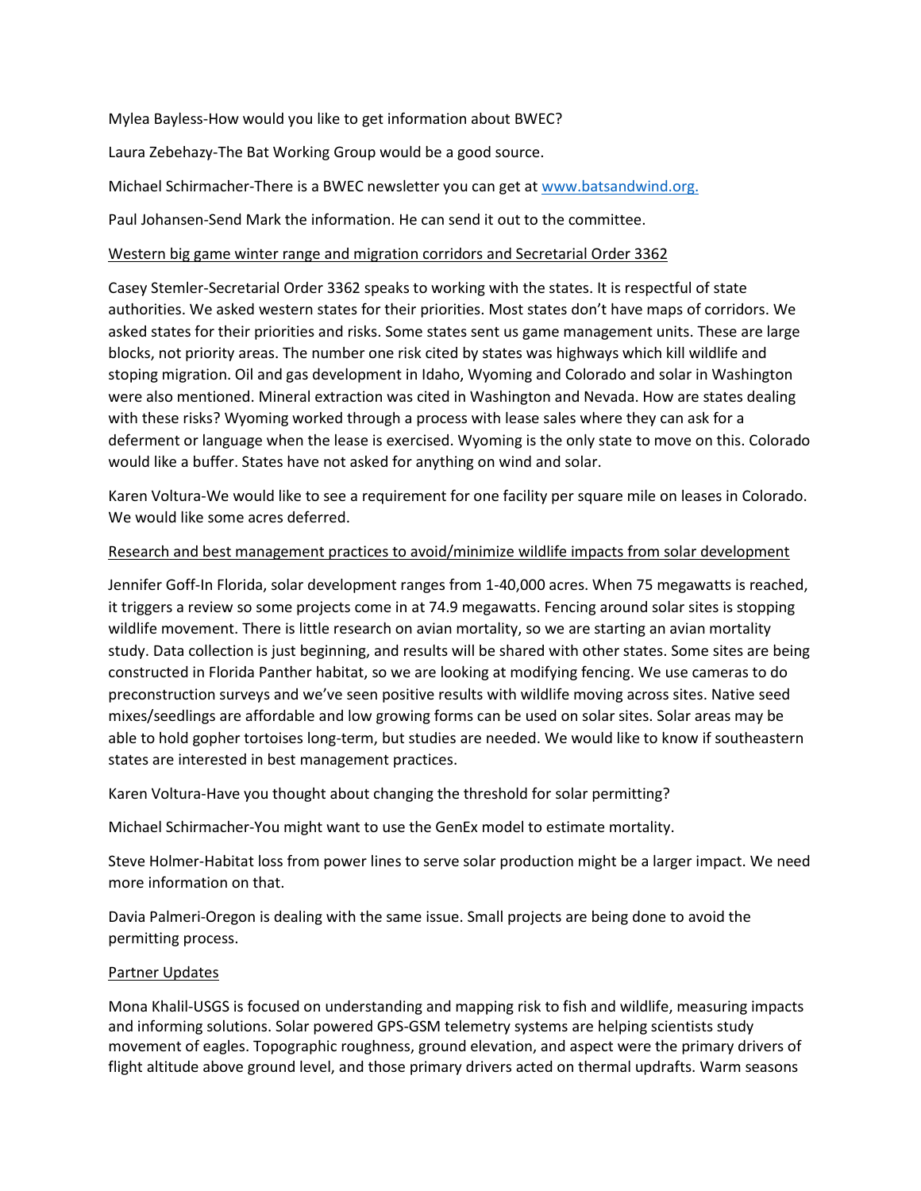Mylea Bayless-How would you like to get information about BWEC?

Laura Zebehazy-The Bat Working Group would be a good source.

Michael Schirmacher-There is a BWEC newsletter you can get at [www.batsandwind.org.](http://www.batsandwind.org)

Paul Johansen-Send Mark the information. He can send it out to the committee.

<u>Western big game winter range and migration corridors and Secretarial Order 3362</u>

Casey Stemler-Secretarial Order 3362 speaks to working with the states. It is respectful of state authorities. We asked western states for their priorities. Most states don't have maps of corridors. We asked states for their priorities and risks. Some states sent us game management units. These are large blocks, not priority areas. The number one risk cited by states was highways which kill wildlife and stoping migration. Oil and gas development in Idaho, Wyoming and Colorado and solar in Washington were also mentioned. Mineral extraction was cited in Washington and Nevada. How are states dealing with these risks? Wyoming worked through a process with lease sales where they can ask for a deferment or language when the lease is exercised. Wyoming is the only state to move on this. Colorado would like a buffer. States have not asked for anything on wind and solar.

Karen Voltura-We would like to see a requirement for one facility per square mile on leases in Colorado. We would like some acres deferred.

<u>Research and best management practices to avoid/minimize wildlife impacts from solar development</u>

Jennifer Goff-In Florida, solar development ranges from 1-40,000 acres. When 75 megawatts is reached, it triggers a review so some projects come in at 74.9 megawatts. Fencing around solar sites is stopping wildlife movement. There is little research on avian mortality, so we are starting an avian mortality study. Data collection is just beginning, and results will be shared with other states. Some sites are being constructed in Florida Panther habitat, so we are looking at modifying fencing. We use cameras to do preconstruction surveys and we've seen positive results with wildlife moving across sites. Native seed mixes/seedlings are affordable and low growing forms can be used on solar sites. Solar areas may be able to hold gopher tortoises long-term, but studies are needed. We would like to know if southeastern states are interested in best management practices.

Karen Voltura-Have you thought about changing the threshold for solar permitting?

Michael Schirmacher-You might want to use the GenEx model to estimate mortality.

Steve Holmer-Habitat loss from power lines to serve solar production might be a larger impact. We need more information on that.

Davia Palmeri-Oregon is dealing with the same issue. Small projects are being done to avoid the permitting process.

<u>Partner Updates</u>

Mona Khalil-USGS is focused on understanding and mapping risk to fish and wildlife, measuring impacts and informing solutions. Solar powered GPS-GSM telemetry systems are helping scientists study movement of eagles. Topographic roughness, ground elevation, and aspect were the primary drivers of flight altitude above ground level, and those primary drivers acted on thermal updrafts. Warm seasons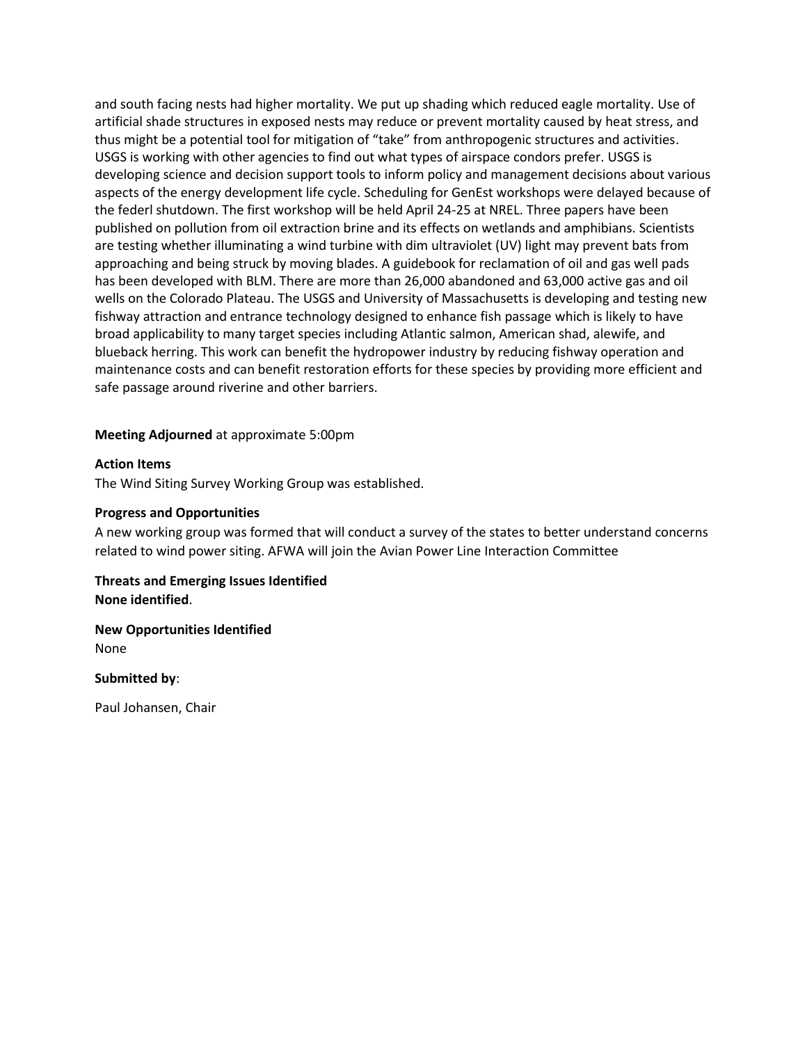and south facing nests had higher mortality. We put up shading which reduced eagle mortality. Use of artificial shade structures in exposed nests may reduce or prevent mortality caused by heat stress, and thus might be a potential tool for mitigation of "take" from anthropogenic structures and activities. USGS is working with other agencies to find out what types of airspace condors prefer. USGS is developing science and decision support tools to inform policy and management decisions about various aspects of the energy development life cycle. Scheduling for GenEst workshops were delayed because of the federl shutdown. The first workshop will be held April 24-25 at NREL. Three papers have been published on pollution from oil extraction brine and its effects on wetlands and amphibians. Scientists are testing whether illuminating a wind turbine with dim ultraviolet (UV) light may prevent bats from approaching and being struck by moving blades. A guidebook for reclamation of oil and gas well pads has been developed with BLM. There are more than 26,000 abandoned and 63,000 active gas and oil wells on the Colorado Plateau. The USGS and University of Massachusetts is developing and testing new fishway attraction and entrance technology designed to enhance fish passage which is likely to have broad applicability to many target species including Atlantic salmon, American shad, alewife, and blueback herring. This work can benefit the hydropower industry by reducing fishway operation and maintenance costs and can benefit restoration efforts for these species by providing more efficient and safe passage around riverine and other barriers.

**Meeting Adjourned** at approximate 5:00pm

**Action Items**

The Wind Siting Survey Working Group was established.

**Progress and Opportunities**

A new working group was formed that will conduct a survey of the states to better understand concerns related to wind power siting. AFWA will join the Avian Power Line Interaction Committee

**Threats and Emerging Issues Identified**

**None identified**.

**New Opportunities Identified**

None

**Submitted by**:

Paul Johansen, Chair